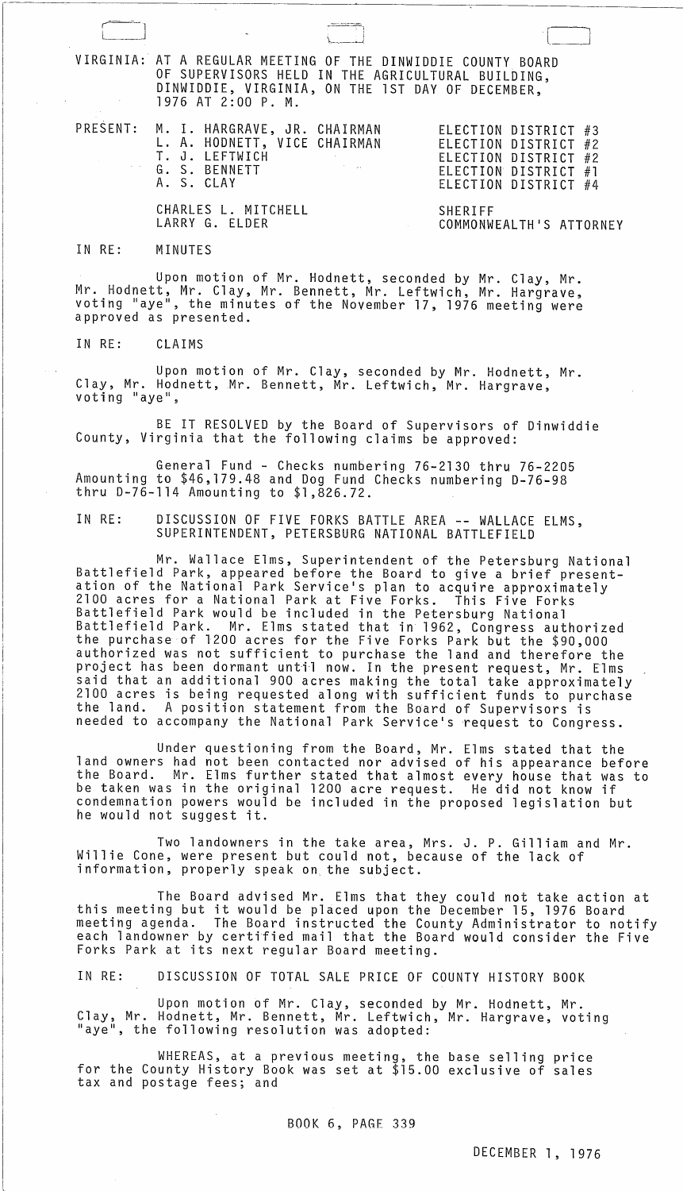VIRGINIA: AT A REGULAR MEETING OF THE DINWIDDIE COUNTY BOARD OF SUPERVISORS HELD IN THE AGRICULTURAL BUILDING, DINWIDDIE, VIRGINIA, ON THE 1ST DAY OF DECEMBER, 1976 AT 2:00 P. M.

| PRESENT: | | |
|---|---|---|
| | M. I. HARGRAVE, JR. CHAIRMAN | ELECTION DISTRICT #3 |
| | L. A. HODNETT, VICE CHAIRMAN | ELECTION DISTRICT #2 |
| | T. J. LEFTWICH | ELECTION DISTRICT #2 |
| | G. S. BENNETT | ELECTION DISTRICT #1 |
| | A. S. CLAY | ELECTION DISTRICT #4 |
| | CHARLES L. MITCHELL | SHERIFF |
| | LARRY G. ELDER | COMMONWEALTH'S ATTORNEY |

IN RE: MINUTES

Upon motion of Mr. Hodnett, seconded by Mr. Clay, Mr. Hodnett, Mr. Clay, Mr. Bennett, Mr. Leftwich, Mr. Hargrave, voting "aye", the minutes of the November 17, 1976 meeting were approved as presented.

IN RE: CLAIMS

Upon motion of Mr. Clay, seconded by Mr. Hodnett, Mr. Clay, Mr. Hodnett, Mr. Bennett, Mr. Leftwich, Mr. Hargrave, voting "aye",

BE IT RESOLVED by the Board of Supervisors of Dinwiddie County, Virginia that the following claims be approved:

General Fund - Checks numbering 76-2130 thru 76-2205 Amounting to $46,179.48 and Dog Fund Checks numbering D-76-98 thru D-76-114 Amounting to $1,826.72.

IN RE: DISCUSSION OF FIVE FORKS BATTLE AREA -- WALLACE ELMS, SUPERINTENDENT, PETERSBURG NATIONAL BATTLEFIELD

Mr. Wallace Elms, Superintendent of the Petersburg National Battlefield Park, appeared before the Board to give a brief presentation of the National Park Service's plan to acquire approximately 2100 acres for a National Park at Five Forks. This Five Forks Battlefield Park would be included in the Petersburg National Battlefield Park. Mr. Elms stated that in 1962, Congress authorized the purchase of 1200 acres for the Five Forks Park but the $90,000 authorized was not sufficient to purchase the land and therefore the project has been dormant until now. In the present request, Mr. Elms said that an additional 900 acres making the total take approximately 2100 acres is being requested along with sufficient funds to purchase the land. A position statement from the Board of Supervisors is needed to accompany the National Park Service's request to Congress.

Under questioning from the Board, Mr. Elms stated that the land owners had not been contacted nor advised of his appearance before the Board. Mr. Elms further stated that almost every house that was to be taken was in the original 1200 acre request. He did not know if condemnation powers would be included in the proposed legislation but he would not suggest it.

Two landowners in the take area, Mrs. J. P. Gilliam and Mr. Willie Cone, were present but could not, because of the lack of information, properly speak on the subject.

The Board advised Mr. Elms that they could not take action at this meeting but it would be placed upon the December 15, 1976 Board meeting agenda. The Board instructed the County Administrator to notify each landowner by certified mail that the Board would consider the Five Forks Park at its next regular Board meeting.

IN RE: DISCUSSION OF TOTAL SALE PRICE OF COUNTY HISTORY BOOK

Upon motion of Mr. Clay, seconded by Mr. Hodnett, Mr. Clay, Mr. Hodnett, Mr. Bennett, Mr. Leftwich, Mr. Hargrave, voting "aye", the following resolution was adopted:

WHEREAS, at a previous meeting, the base selling price for the County History Book was set at $15.00 exclusive of sales tax and postage fees; and

BOOK 6, PAGE 339

DECEMBER 1, 1976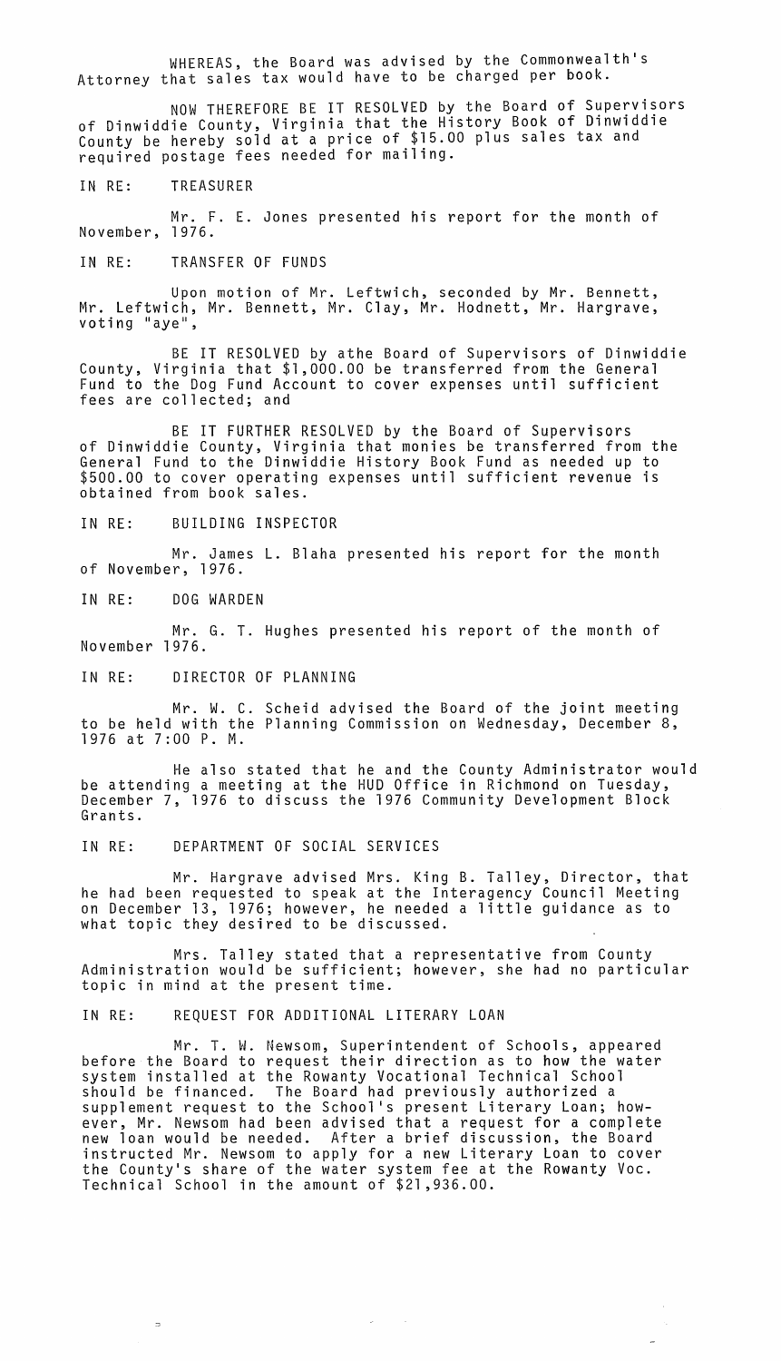WHEREAS, the Board was advised by the Commonwealth's Attorney that sales tax would have to be charged per book.

NOW THEREFORE BE IT RESOLVED by the Board of Supervisors of Dinwiddie County, Virginia that the History Book of Dinwiddie County be hereby sold at a price of $15.00 plus sales tax and required postage fees needed for mailing.

IN RE: TREASURER

Mr. F. E. Jones presented his report for the month of November, 1976.

IN RE: TRANSFER OF FUNDS

Upon motion of Mr. Leftwich, seconded by Mr. Bennett, Mr. Leftwich, Mr. Bennett, Mr. Clay, Mr. Hodnett, Mr. Hargrave, voting "aye",

BE IT RESOLVED by athe Board of Supervisors of Dinwiddie County, Virginia that $1,000.00 be transferred from the General Fund to the Dog Fund Account to cover expenses until sufficient fees are collected; and

BE IT FURTHER RESOLVED by the Board of Supervisors of Dinwiddie County, Virginia that monies be transferred from the General Fund to the Dinwiddie History Book Fund as needed up to $500.00 to cover operating expenses until sufficient revenue is obtained from book sales.

IN RE: BUILDING INSPECTOR

Mr. James L. Blaha presented his report for the month of November, 1976.

IN RE: DOG WARDEN

Mr. G. T. Hughes presented his report of the month of November 1976.

IN RE: DIRECTOR OF PLANNING

Mr. W. C. Scheid advised the Board of the joint meeting to be held with the Planning Commission on Wednesday, December 8, 1976 at 7:00 P. M.

He also stated that he and the County Administrator would be attending a meeting at the HUD Office in Richmond on Tuesday, December 7, 1976 to discuss the 1976 Community Development Block Grants.

IN RE: DEPARTMENT OF SOCIAL SERVICES

Mr. Hargrave advised Mrs. King B. Talley, Director, that he had been requested to speak at the Interagency Council Meeting on December 13, 1976; however, he needed a little guidance as to what topic they desired to be discussed.

Mrs. Talley stated that a representative from County Administration would be sufficient; however, she had no particular topic in mind at the present time.

IN RE: REQUEST FOR ADDITIONAL LITERARY LOAN

Mr. T. W. Newsom, Superintendent of Schools, appeared before the Board to request their direction as to how the water system installed at the Rowanty Vocational Technical School should be financed. The Board had previously authorized a supplement request to the School's present Literary Loan; however, Mr. Newsom had been advised that a request for a complete new loan would be needed. After a brief discussion, the Board instructed Mr. Newsom to apply for a new Literary Loan to cover the County's share of the water system fee at the Rowanty Voc. Technical School in the amount of $21,936.00.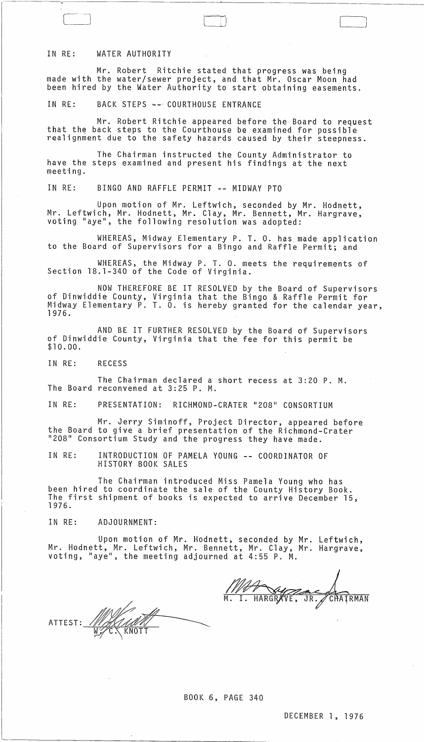IN RE: WATER AUTHORITY

Mr. Robert Ritchie stated that progress was being made with the water/sewer project, and that Mr. Oscar Moon had been hired by the Water Authority to start obtaining easements.

IN RE: BACK STEPS -- COURTHOUSE ENTRANCE

Mr. Robert Ritchie appeared before the Board to request that the back steps to the Courthouse be examined for possible realignment due to the safety hazards caused by their steepness.

The Chairman instructed the County Administrator to have the steps examined and present his findings at the next meeting.

IN RE: BINGO AND RAFFLE PERMIT -- MIDWAY PTO

Upon motion of Mr. Leftwich, seconded by Mr. Hodnett, Mr. Leftwich, Mr. Hodnett, Mr. Clay, Mr. Bennett, Mr. Hargrave, voting "aye", the following resolution was adopted:

WHEREAS, Midway Elementary P. T. O. has made application to the Board of Supervisors for a Bingo and Raffle Permit; and

WHEREAS, the Midway P. T. O. meets the requirements of Section 18.1-340 of the Code of Virginia.

NOW THEREFORE BE IT RESOLVED by the Board of Supervisors of Dinwiddie County, Virginia that the Bingo & Raffle Permit for Midway Elementary P. T. O. is hereby granted for the calendar year, 1976.

AND BE IT FURTHER RESOLVED by the Board of Supervisors of Dinwiddie County, Virginia that the fee for this permit be $10.00.

IN RE: RECESS

The Chairman declared a short recess at 3:20 P. M. The Board reconvened at 3:25 P. M.

IN RE: PRESENTATION: RICHMOND-CRATER "208" CONSORTIUM

Mr. Jerry Siminoff, Project Director, appeared before the Board to give a brief presentation of the Richmond-Crater "208" Consortium Study and the progress they have made.

IN RE: INTRODUCTION OF PAMELA YOUNG -- COORDINATOR OF HISTORY BOOK SALES

The Chairman introduced Miss Pamela Young who has been hired to coordinate the sale of the County History Book. The first shipment of books is expected to arrive December 15, 1976.

IN RE: ADJOURNMENT:

Upon motion of Mr. Hodnett, seconded by Mr. Leftwich, Mr. Hodnett, Mr. Leftwich, Mr. Bennett, Mr. Clay, Mr. Hargrave, voting, "aye", the meeting adjourned at 4:55 P. M.

M. I. HARGRAVE, JR., CHAIRMAN

ATTEST: W. C. KNOTT

BOOK 6, PAGE 340

DECEMBER 1, 1976